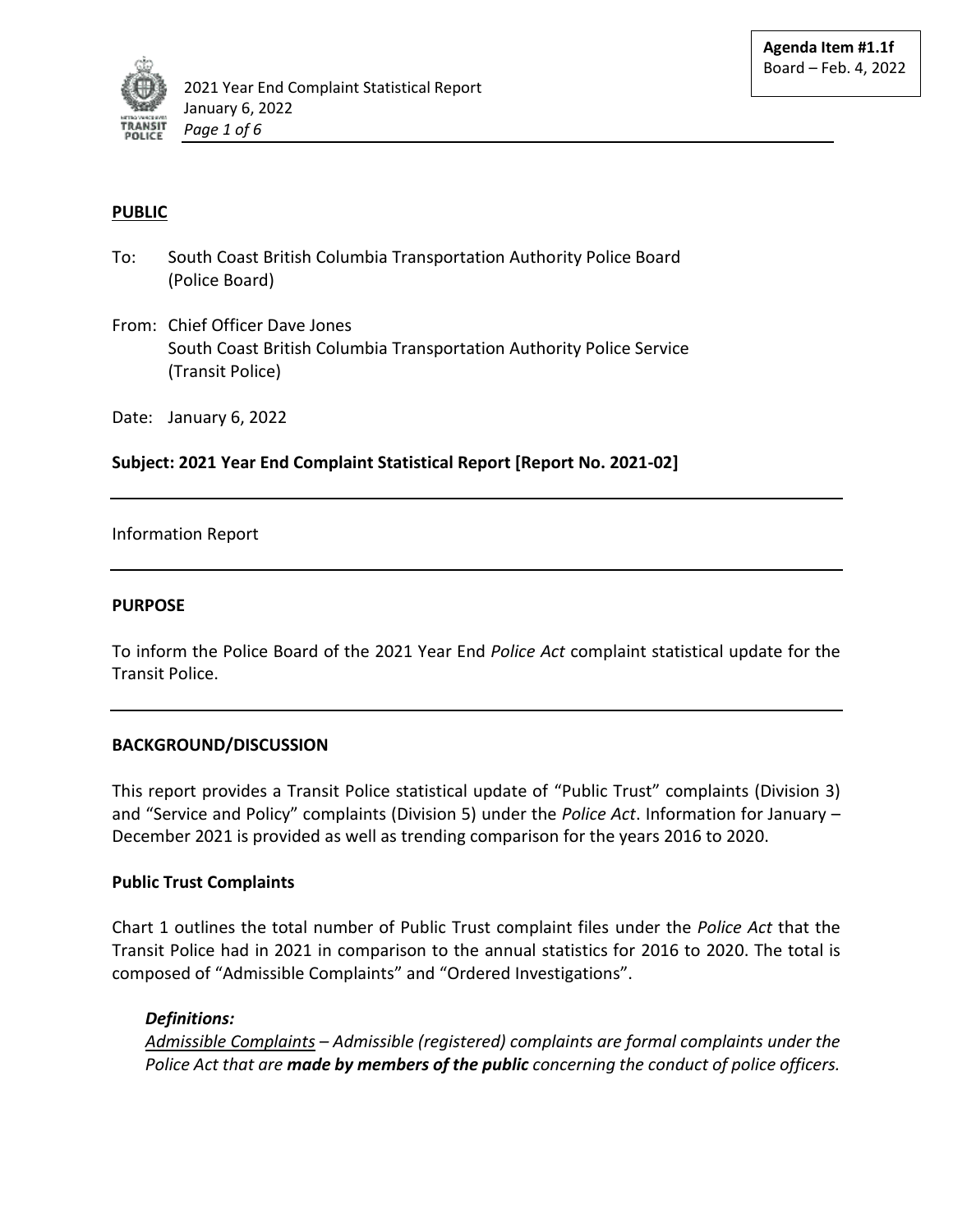**Agenda Item #1.1f**
Board – Feb. 4, 2022

**PUBLIC**

To: South Coast British Columbia Transportation Authority Police Board (Police Board)

From: Chief Officer Dave Jones
South Coast British Columbia Transportation Authority Police Service (Transit Police)

Date: January 6, 2022

**Subject: 2021 Year End Complaint Statistical Report [Report No. 2021-02]**

---

Information Report

---

## PURPOSE

To inform the Police Board of the 2021 Year End *Police Act* complaint statistical update for the Transit Police.

---

## BACKGROUND/DISCUSSION

This report provides a Transit Police statistical update of "Public Trust" complaints (Division 3) and "Service and Policy" complaints (Division 5) under the *Police Act*. Information for January – December 2021 is provided as well as trending comparison for the years 2016 to 2020.

### Public Trust Complaints

Chart 1 outlines the total number of Public Trust complaint files under the *Police Act* that the Transit Police had in 2021 in comparison to the annual statistics for 2016 to 2020. The total is composed of "Admissible Complaints" and "Ordered Investigations".

***Definitions:***
*Admissible Complaints – Admissible (registered) complaints are formal complaints under the Police Act that are **made by members of the public** concerning the conduct of police officers.*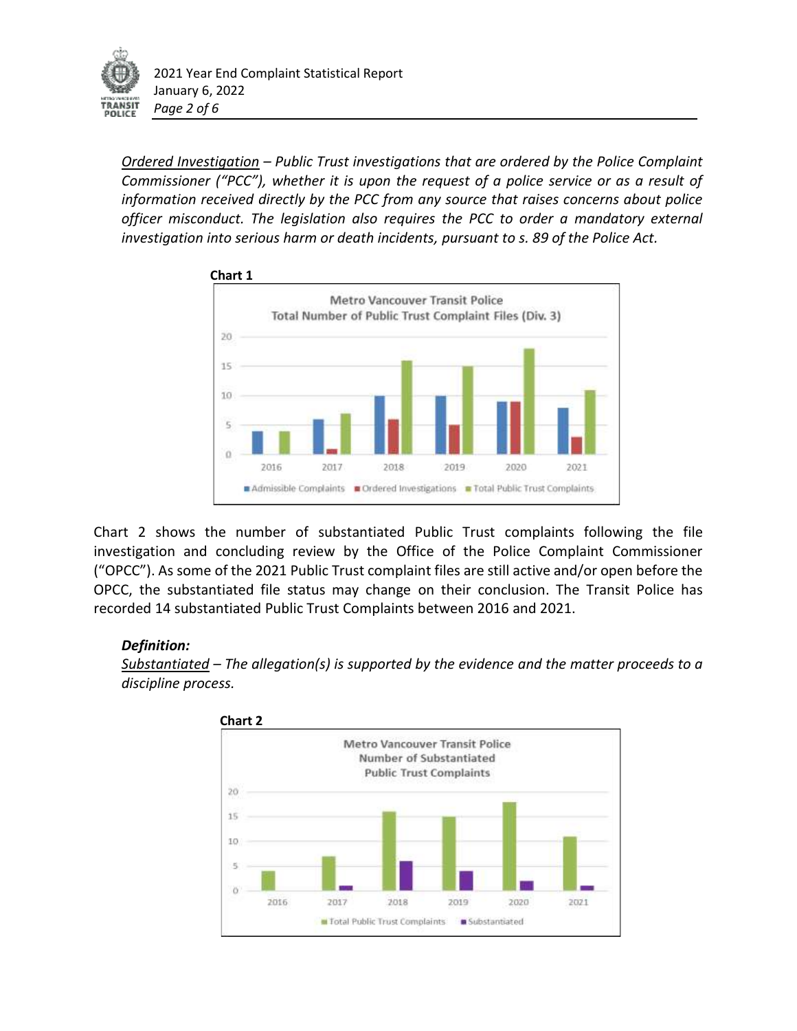*<u>Ordered Investigation</u> – Public Trust investigations that are ordered by the Police Complaint Commissioner ("PCC"), whether it is upon the request of a police service or as a result of information received directly by the PCC from any source that raises concerns about police officer misconduct. The legislation also requires the PCC to order a mandatory external investigation into serious harm or death incidents, pursuant to s. 89 of the Police Act.*

**Chart 1**

Metro Vancouver Transit Police
Total Number of Public Trust Complaint Files (Div. 3)

■ Admissible Complaints ■ Ordered Investigations ■ Total Public Trust Complaints

Chart 2 shows the number of substantiated Public Trust complaints following the file investigation and concluding review by the Office of the Police Complaint Commissioner ("OPCC"). As some of the 2021 Public Trust complaint files are still active and/or open before the OPCC, the substantiated file status may change on their conclusion. The Transit Police has recorded 14 substantiated Public Trust Complaints between 2016 and 2021.

***Definition:***

*<u>Substantiated</u> – The allegation(s) is supported by the evidence and the matter proceeds to a discipline process.*

**Chart 2**

Metro Vancouver Transit Police
Number of Substantiated
Public Trust Complaints

■ Total Public Trust Complaints ■ Substantiated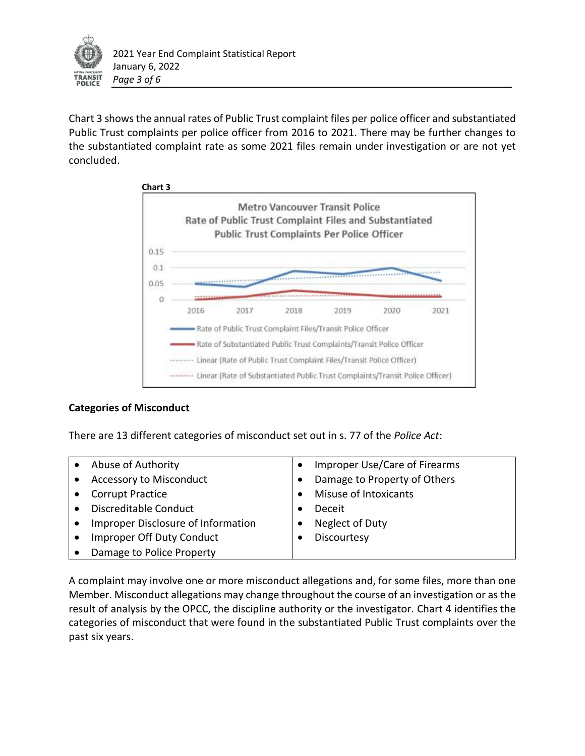Chart 3 shows the annual rates of Public Trust complaint files per police officer and substantiated Public Trust complaints per police officer from 2016 to 2021. There may be further changes to the substantiated complaint rate as some 2021 files remain under investigation or are not yet concluded.

**Chart 3**

### Categories of Misconduct

There are 13 different categories of misconduct set out in s. 77 of the *Police Act*:

| | |
|---|---|
| • Abuse of Authority | • Improper Use/Care of Firearms |
| • Accessory to Misconduct | • Damage to Property of Others |
| • Corrupt Practice | • Misuse of Intoxicants |
| • Discreditable Conduct | • Deceit |
| • Improper Disclosure of Information | • Neglect of Duty |
| • Improper Off Duty Conduct | • Discourtesy |
| • Damage to Police Property | |

A complaint may involve one or more misconduct allegations and, for some files, more than one Member. Misconduct allegations may change throughout the course of an investigation or as the result of analysis by the OPCC, the discipline authority or the investigator. Chart 4 identifies the categories of misconduct that were found in the substantiated Public Trust complaints over the past six years.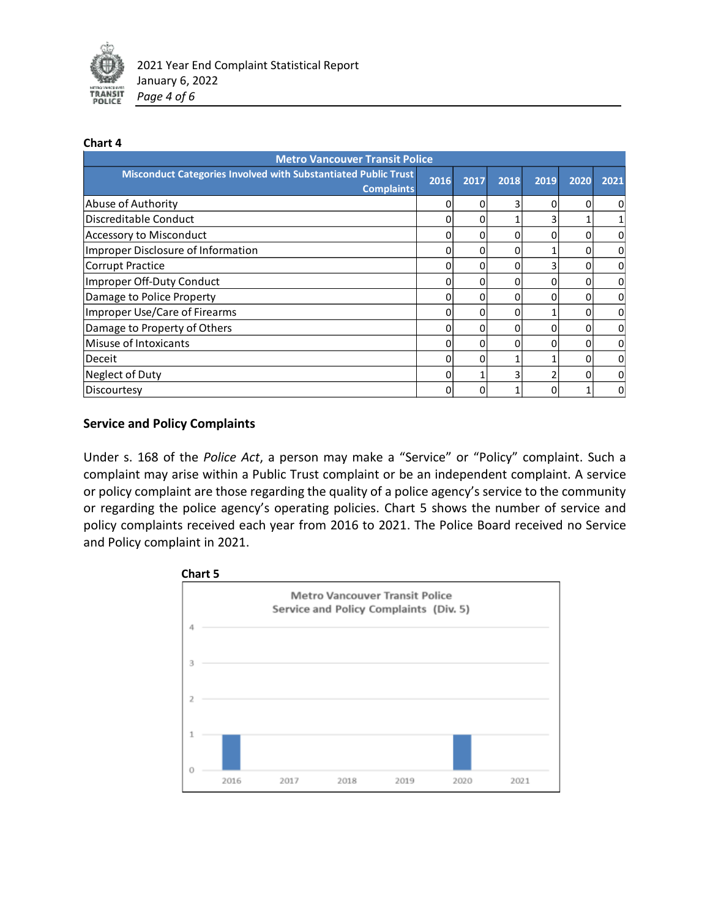**Chart 4**

| Metro Vancouver Transit Police | | | | | | |
|---|---|---|---|---|---|---|
| Misconduct Categories Involved with Substantiated Public Trust Complaints | 2016 | 2017 | 2018 | 2019 | 2020 | 2021 |
| Abuse of Authority | 0 | 0 | 3 | 0 | 0 | 0 |
| Discreditable Conduct | 0 | 0 | 1 | 3 | 1 | 1 |
| Accessory to Misconduct | 0 | 0 | 0 | 0 | 0 | 0 |
| Improper Disclosure of Information | 0 | 0 | 0 | 1 | 0 | 0 |
| Corrupt Practice | 0 | 0 | 0 | 3 | 0 | 0 |
| Improper Off-Duty Conduct | 0 | 0 | 0 | 0 | 0 | 0 |
| Damage to Police Property | 0 | 0 | 0 | 0 | 0 | 0 |
| Improper Use/Care of Firearms | 0 | 0 | 0 | 1 | 0 | 0 |
| Damage to Property of Others | 0 | 0 | 0 | 0 | 0 | 0 |
| Misuse of Intoxicants | 0 | 0 | 0 | 0 | 0 | 0 |
| Deceit | 0 | 0 | 1 | 1 | 0 | 0 |
| Neglect of Duty | 0 | 1 | 3 | 2 | 0 | 0 |
| Discourtesy | 0 | 0 | 1 | 0 | 1 | 0 |

## Service and Policy Complaints

Under s. 168 of the *Police Act*, a person may make a "Service" or "Policy" complaint. Such a complaint may arise within a Public Trust complaint or be an independent complaint. A service or policy complaint are those regarding the quality of a police agency's service to the community or regarding the police agency's operating policies. Chart 5 shows the number of service and policy complaints received each year from 2016 to 2021. The Police Board received no Service and Policy complaint in 2021.

**Chart 5**

Metro Vancouver Transit Police
Service and Policy Complaints (Div. 5)

| Year | 2016 | 2017 | 2018 | 2019 | 2020 | 2021 |
|---|---|---|---|---|---|---|
| Complaints | 1 | 0 | 0 | 0 | 1 | 0 |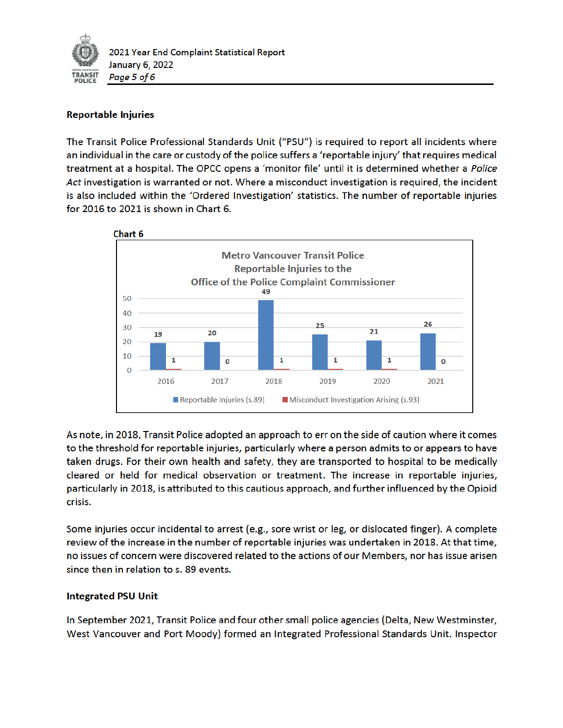## Reportable Injuries

The Transit Police Professional Standards Unit ("PSU") is required to report all incidents where an individual in the care or custody of the police suffers a 'reportable injury' that requires medical treatment at a hospital. The OPCC opens a 'monitor file' until it is determined whether a *Police Act* investigation is warranted or not. Where a misconduct investigation is required, the incident is also included within the 'Ordered Investigation' statistics. The number of reportable injuries for 2016 to 2021 is shown in Chart 6.

**Chart 6**

Metro Vancouver Transit Police
Reportable Injuries to the
Office of the Police Complaint Commissioner

| Year | Reportable Injuries (s.89) | Misconduct Investigation Arising (s.93) |
|---|---|---|
| 2016 | 19 | 1 |
| 2017 | 20 | 0 |
| 2018 | 49 | 1 |
| 2019 | 25 | 1 |
| 2020 | 21 | 1 |
| 2021 | 26 | 0 |

As note, in 2018, Transit Police adopted an approach to err on the side of caution where it comes to the threshold for reportable injuries, particularly where a person admits to or appears to have taken drugs. For their own health and safety, they are transported to hospital to be medically cleared or held for medical observation or treatment. The increase in reportable injuries, particularly in 2018, is attributed to this cautious approach, and further influenced by the Opioid crisis.

Some injuries occur incidental to arrest (e.g., sore wrist or leg, or dislocated finger). A complete review of the increase in the number of reportable injuries was undertaken in 2018. At that time, no issues of concern were discovered related to the actions of our Members, nor has issue arisen since then in relation to s. 89 events.

## Integrated PSU Unit

In September 2021, Transit Police and four other small police agencies (Delta, New Westminster, West Vancouver and Port Moody) formed an Integrated Professional Standards Unit. Inspector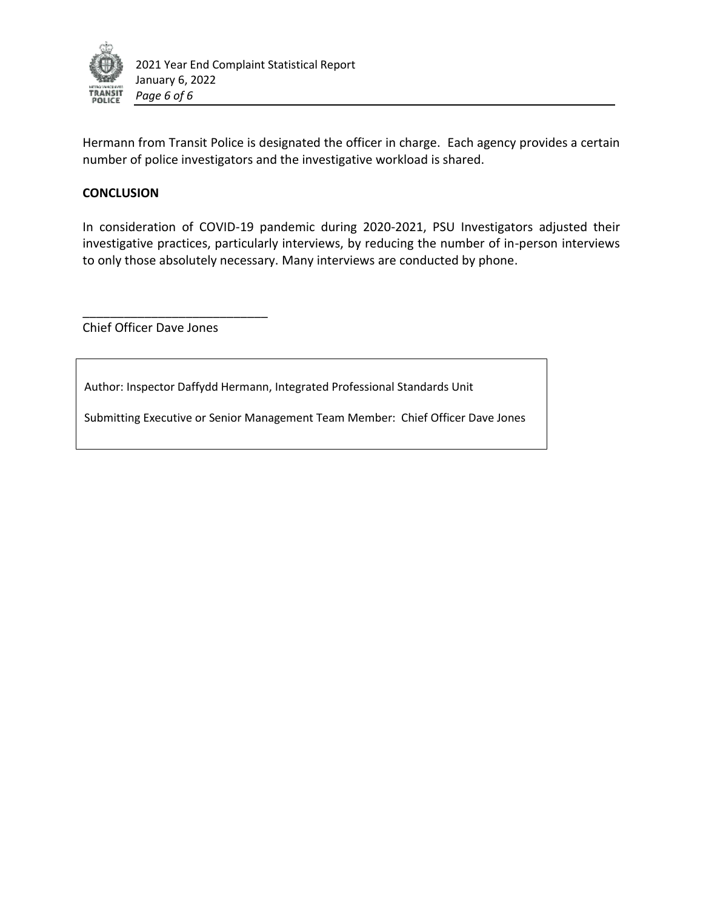Hermann from Transit Police is designated the officer in charge. Each agency provides a certain number of police investigators and the investigative workload is shared.

**CONCLUSION**

In consideration of COVID-19 pandemic during 2020-2021, PSU Investigators adjusted their investigative practices, particularly interviews, by reducing the number of in-person interviews to only those absolutely necessary. Many interviews are conducted by phone.

___________________________

Chief Officer Dave Jones

Author: Inspector Daffydd Hermann, Integrated Professional Standards Unit

Submitting Executive or Senior Management Team Member: Chief Officer Dave Jones